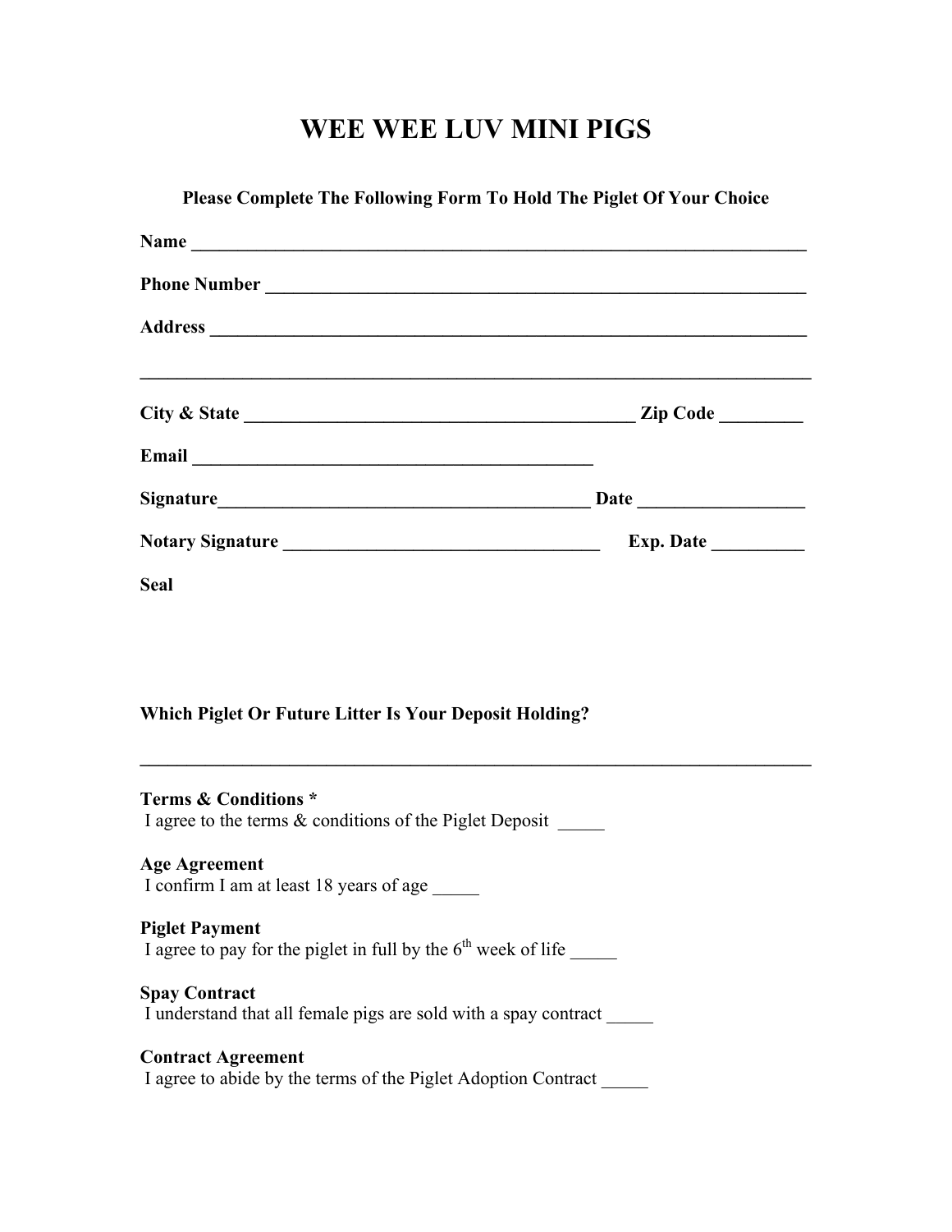# WEE WEE LUV MINI PIGS

**Please Complete The Following Form To Hold The Piglet Of Your Choice**

**Name** ______________________________________________________________________

**Phone Number** ______________________________________________________________

**Address** ____________________________________________________________________

______________________________________________________________________________

**City & State** ___________________________________________ **Zip Code** _________

**Email** ____________________________________________

**Signature**________________________________________ **Date** __________________

**Notary Signature** ___________________________________ **Exp. Date** __________

**Seal**

**Which Piglet Or Future Litter Is Your Deposit Holding?**

______________________________________________________________________________

**Terms & Conditions ***
I agree to the terms & conditions of the Piglet Deposit _____

**Age Agreement**
I confirm I am at least 18 years of age _____

**Piglet Payment**
I agree to pay for the piglet in full by the 6th week of life _____

**Spay Contract**
I understand that all female pigs are sold with a spay contract _____

**Contract Agreement**
I agree to abide by the terms of the Piglet Adoption Contract _____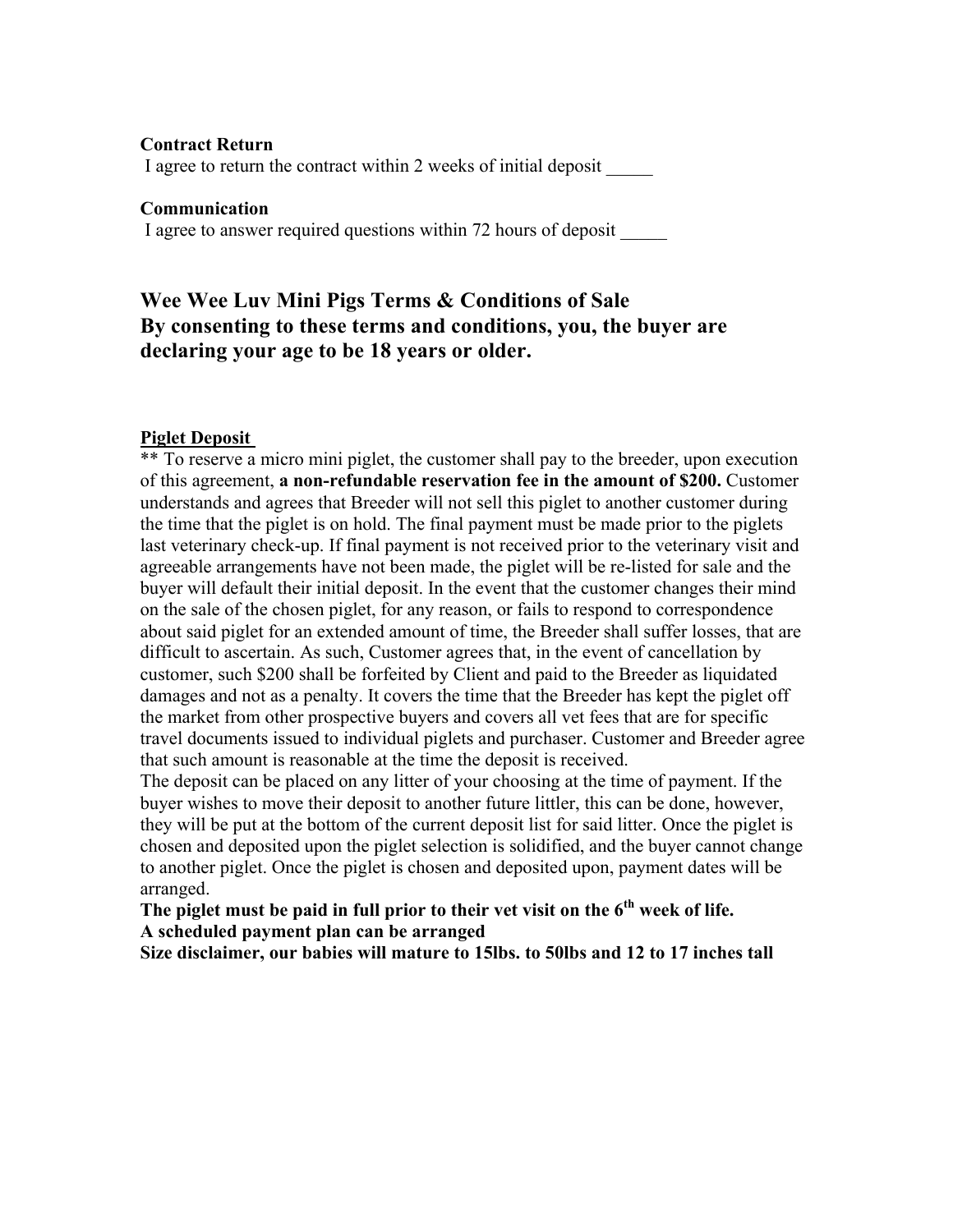**Contract Return**

I agree to return the contract within 2 weeks of initial deposit _____

**Communication**

I agree to answer required questions within 72 hours of deposit _____

## Wee Wee Luv Mini Pigs Terms & Conditions of Sale
## By consenting to these terms and conditions, you, the buyer are declaring your age to be 18 years or older.

**Piglet Deposit**

** To reserve a micro mini piglet, the customer shall pay to the breeder, upon execution of this agreement, **a non-refundable reservation fee in the amount of $200.** Customer understands and agrees that Breeder will not sell this piglet to another customer during the time that the piglet is on hold. The final payment must be made prior to the piglets last veterinary check-up. If final payment is not received prior to the veterinary visit and agreeable arrangements have not been made, the piglet will be re-listed for sale and the buyer will default their initial deposit. In the event that the customer changes their mind on the sale of the chosen piglet, for any reason, or fails to respond to correspondence about said piglet for an extended amount of time, the Breeder shall suffer losses, that are difficult to ascertain. As such, Customer agrees that, in the event of cancellation by customer, such $200 shall be forfeited by Client and paid to the Breeder as liquidated damages and not as a penalty. It covers the time that the Breeder has kept the piglet off the market from other prospective buyers and covers all vet fees that are for specific travel documents issued to individual piglets and purchaser. Customer and Breeder agree that such amount is reasonable at the time the deposit is received.

The deposit can be placed on any litter of your choosing at the time of payment. If the buyer wishes to move their deposit to another future littler, this can be done, however, they will be put at the bottom of the current deposit list for said litter. Once the piglet is chosen and deposited upon the piglet selection is solidified, and the buyer cannot change to another piglet. Once the piglet is chosen and deposited upon, payment dates will be arranged.

**The piglet must be paid in full prior to their vet visit on the 6th week of life.**
**A scheduled payment plan can be arranged**
**Size disclaimer, our babies will mature to 15lbs. to 50lbs and 12 to 17 inches tall**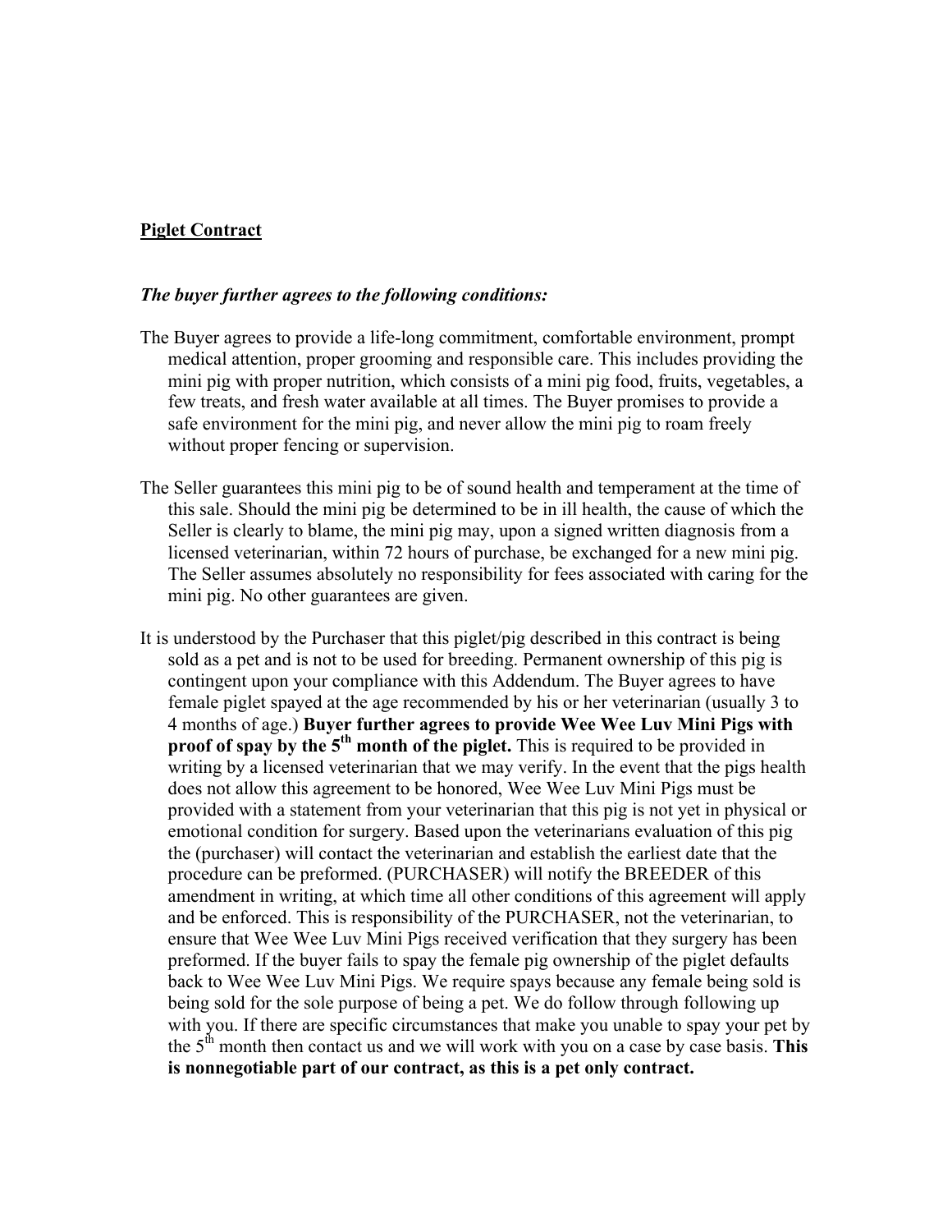**Piglet Contract**

***The buyer further agrees to the following conditions:***

The Buyer agrees to provide a life-long commitment, comfortable environment, prompt medical attention, proper grooming and responsible care. This includes providing the mini pig with proper nutrition, which consists of a mini pig food, fruits, vegetables, a few treats, and fresh water available at all times. The Buyer promises to provide a safe environment for the mini pig, and never allow the mini pig to roam freely without proper fencing or supervision.

The Seller guarantees this mini pig to be of sound health and temperament at the time of this sale. Should the mini pig be determined to be in ill health, the cause of which the Seller is clearly to blame, the mini pig may, upon a signed written diagnosis from a licensed veterinarian, within 72 hours of purchase, be exchanged for a new mini pig. The Seller assumes absolutely no responsibility for fees associated with caring for the mini pig. No other guarantees are given.

It is understood by the Purchaser that this piglet/pig described in this contract is being sold as a pet and is not to be used for breeding. Permanent ownership of this pig is contingent upon your compliance with this Addendum. The Buyer agrees to have female piglet spayed at the age recommended by his or her veterinarian (usually 3 to 4 months of age.) **Buyer further agrees to provide Wee Wee Luv Mini Pigs with proof of spay by the 5th month of the piglet.** This is required to be provided in writing by a licensed veterinarian that we may verify. In the event that the pigs health does not allow this agreement to be honored, Wee Wee Luv Mini Pigs must be provided with a statement from your veterinarian that this pig is not yet in physical or emotional condition for surgery. Based upon the veterinarians evaluation of this pig the (purchaser) will contact the veterinarian and establish the earliest date that the procedure can be preformed. (PURCHASER) will notify the BREEDER of this amendment in writing, at which time all other conditions of this agreement will apply and be enforced. This is responsibility of the PURCHASER, not the veterinarian, to ensure that Wee Wee Luv Mini Pigs received verification that they surgery has been preformed. If the buyer fails to spay the female pig ownership of the piglet defaults back to Wee Wee Luv Mini Pigs. We require spays because any female being sold is being sold for the sole purpose of being a pet. We do follow through following up with you. If there are specific circumstances that make you unable to spay your pet by the 5th month then contact us and we will work with you on a case by case basis. **This is nonnegotiable part of our contract, as this is a pet only contract.**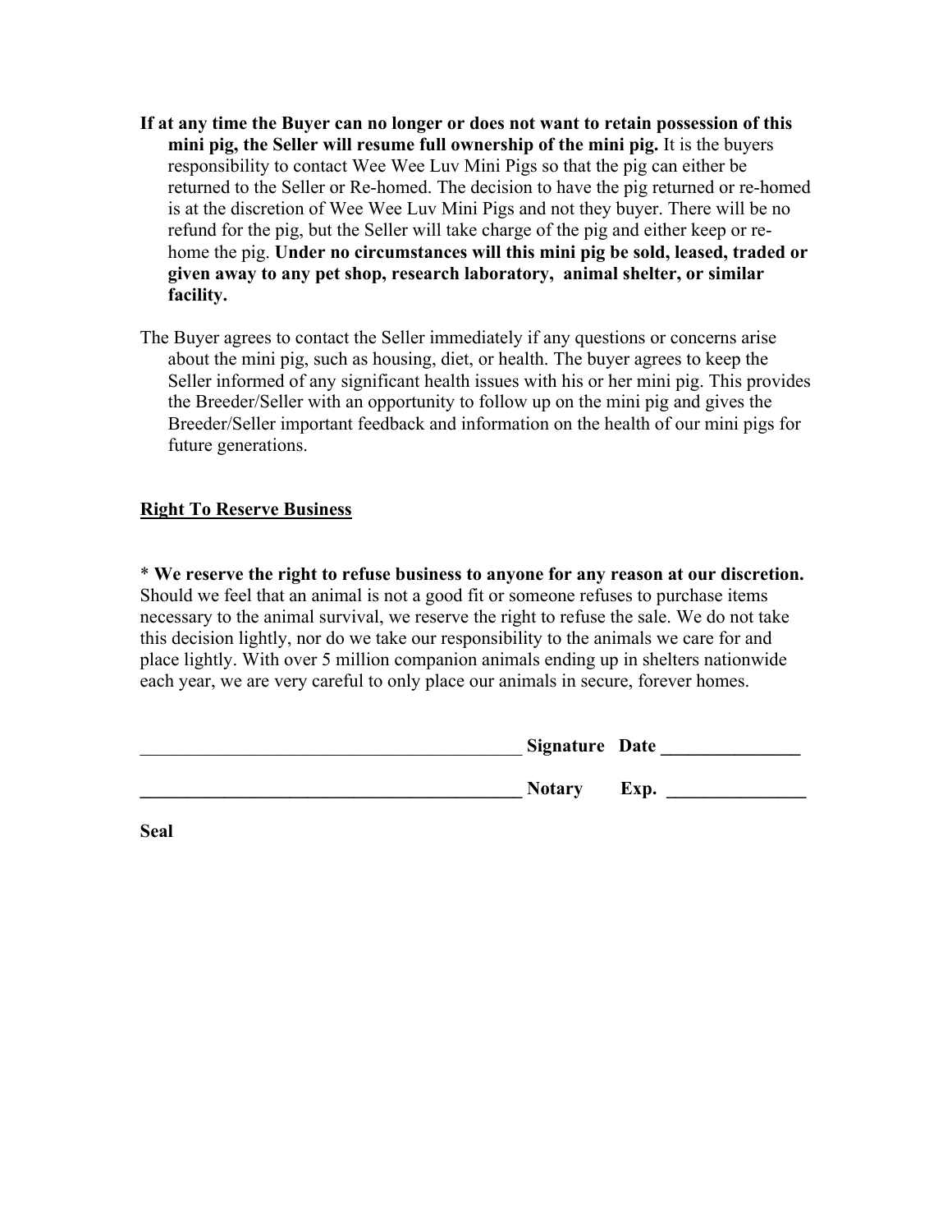**If at any time the Buyer can no longer or does not want to retain possession of this mini pig, the Seller will resume full ownership of the mini pig.** It is the buyers responsibility to contact Wee Wee Luv Mini Pigs so that the pig can either be returned to the Seller or Re-homed. The decision to have the pig returned or re-homed is at the discretion of Wee Wee Luv Mini Pigs and not they buyer. There will be no refund for the pig, but the Seller will take charge of the pig and either keep or re-home the pig. **Under no circumstances will this mini pig be sold, leased, traded or given away to any pet shop, research laboratory, animal shelter, or similar facility.**

The Buyer agrees to contact the Seller immediately if any questions or concerns arise about the mini pig, such as housing, diet, or health. The buyer agrees to keep the Seller informed of any significant health issues with his or her mini pig. This provides the Breeder/Seller with an opportunity to follow up on the mini pig and gives the Breeder/Seller important feedback and information on the health of our mini pigs for future generations.

**<u>Right To Reserve Business</u>**

* **We reserve the right to refuse business to anyone for any reason at our discretion.** Should we feel that an animal is not a good fit or someone refuses to purchase items necessary to the animal survival, we reserve the right to refuse the sale. We do not take this decision lightly, nor do we take our responsibility to the animals we care for and place lightly. With over 5 million companion animals ending up in shelters nationwide each year, we are very careful to only place our animals in secure, forever homes.

__________________________________________ **Signature Date** _______________

__________________________________________ **Notary Exp.** _______________

**Seal**